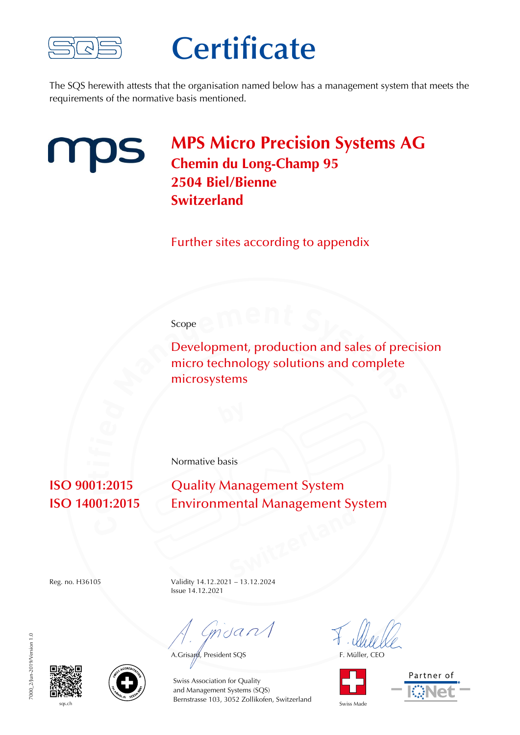# Certificate

The SQS herewith attests that the organisation named below has a management system that meets the requirements of the normative basis mentioned.

## MPS Micro Precision Systems AG
**Chemin du Long-Champ 95**
**2504 Biel/Bienne**
**Switzerland**

Further sites according to appendix

Scope

Development, production and sales of precision micro technology solutions and complete microsystems

Normative basis

| | |
|---|---|
| **ISO 9001:2015** | Quality Management System |
| **ISO 14001:2015** | Environmental Management System |

Reg. no. H36105

Validity 14.12.2021 – 13.12.2024
Issue 14.12.2021

A.Grisard, President SQS

F. Müller, CEO

Swiss Association for Quality
and Management Systems (SQS)
Bernstrasse 103, 3052 Zollikofen, Switzerland

sqs.ch

Swiss Made

Partner of IQNet

7000_2/Jun-2019/Version 1.0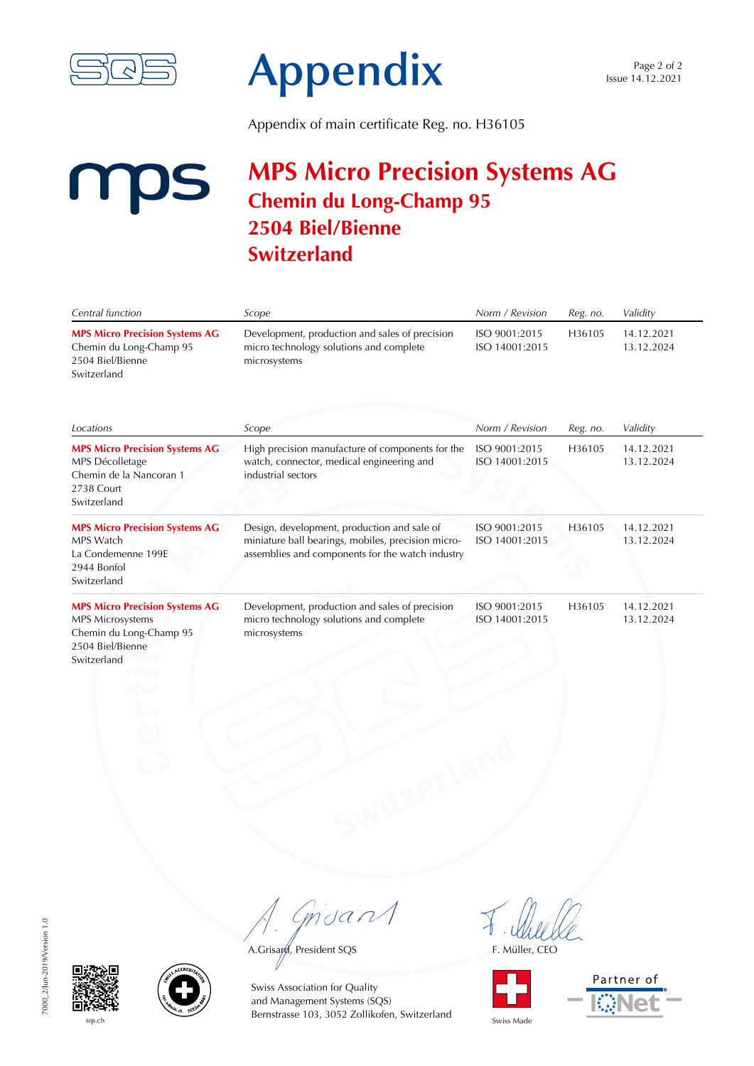# Appendix

Appendix of main certificate Reg. no. H36105

## MPS Micro Precision Systems AG
## Chemin du Long-Champ 95
## 2504 Biel/Bienne
## Switzerland

| *Central function* | *Scope* | *Norm / Revision* | *Reg. no.* | *Validity* |
|---|---|---|---|---|
| **MPS Micro Precision Systems AG**<br>Chemin du Long-Champ 95<br>2504 Biel/Bienne<br>Switzerland | Development, production and sales of precision micro technology solutions and complete microsystems | ISO 9001:2015<br>ISO 14001:2015 | H36105 | 14.12.2021<br>13.12.2024 |

| *Locations* | *Scope* | *Norm / Revision* | *Reg. no.* | *Validity* |
|---|---|---|---|---|
| **MPS Micro Precision Systems AG**<br>MPS Décolletage<br>Chemin de la Nancoran 1<br>2738 Court<br>Switzerland | High precision manufacture of components for the watch, connector, medical engineering and industrial sectors | ISO 9001:2015<br>ISO 14001:2015 | H36105 | 14.12.2021<br>13.12.2024 |
| **MPS Micro Precision Systems AG**<br>MPS Watch<br>La Condemenne 199E<br>2944 Bonfol<br>Switzerland | Design, development, production and sale of miniature ball bearings, mobiles, precision micro-assemblies and components for the watch industry | ISO 9001:2015<br>ISO 14001:2015 | H36105 | 14.12.2021<br>13.12.2024 |
| **MPS Micro Precision Systems AG**<br>MPS Microsystems<br>Chemin du Long-Champ 95<br>2504 Biel/Bienne<br>Switzerland | Development, production and sales of precision micro technology solutions and complete microsystems | ISO 9001:2015<br>ISO 14001:2015 | H36105 | 14.12.2021<br>13.12.2024 |

A.Grisard, President SQS

F. Müller, CEO

Swiss Association for Quality and Management Systems (SQS)
Bernstrasse 103, 3052 Zollikofen, Switzerland

sqs.ch

Swiss Made

Partner of IQNet

7000_2/Jun-2019/Version 1.0